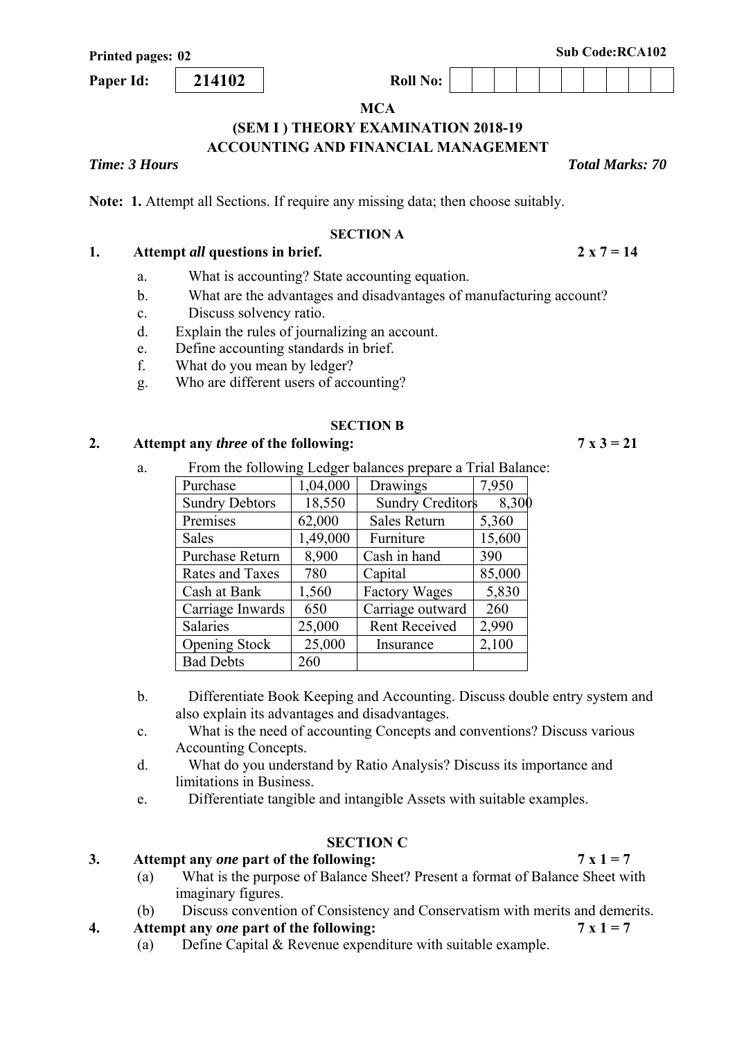Printed pages: 02 | Sub Code:RCA102

**Paper Id:** 214102 | **Roll No:**

**MCA**

**(SEM I ) THEORY EXAMINATION 2018-19**

**ACCOUNTING AND FINANCIAL MANAGEMENT**

***Time: 3 Hours*** | ***Total Marks: 70***

**Note: 1.** Attempt all Sections. If require any missing data; then choose suitably.

## SECTION A

**1. Attempt *all* questions in brief. 2 x 7 = 14**

a. What is accounting? State accounting equation.

b. What are the advantages and disadvantages of manufacturing account?

c. Discuss solvency ratio.

d. Explain the rules of journalizing an account.

e. Define accounting standards in brief.

f. What do you mean by ledger?

g. Who are different users of accounting?

## SECTION B

**2. Attempt any *three* of the following: 7 x 3 = 21**

a. From the following Ledger balances prepare a Trial Balance:

| | | | |
|---|---|---|---|
| Purchase | 1,04,000 | Drawings | 7,950 |
| Sundry Debtors | 18,550 | Sundry Creditors | 8,300 |
| Premises | 62,000 | Sales Return | 5,360 |
| Sales | 1,49,000 | Furniture | 15,600 |
| Purchase Return | 8,900 | Cash in hand | 390 |
| Rates and Taxes | 780 | Capital | 85,000 |
| Cash at Bank | 1,560 | Factory Wages | 5,830 |
| Carriage Inwards | 650 | Carriage outward | 260 |
| Salaries | 25,000 | Rent Received | 2,990 |
| Opening Stock | 25,000 | Insurance | 2,100 |
| Bad Debts | 260 | | |

b. Differentiate Book Keeping and Accounting. Discuss double entry system and also explain its advantages and disadvantages.

c. What is the need of accounting Concepts and conventions? Discuss various Accounting Concepts.

d. What do you understand by Ratio Analysis? Discuss its importance and limitations in Business.

e. Differentiate tangible and intangible Assets with suitable examples.

## SECTION C

**3. Attempt any *one* part of the following: 7 x 1 = 7**

(a) What is the purpose of Balance Sheet? Present a format of Balance Sheet with imaginary figures.

(b) Discuss convention of Consistency and Conservatism with merits and demerits.

**4. Attempt any *one* part of the following: 7 x 1 = 7**

(a) Define Capital & Revenue expenditure with suitable example.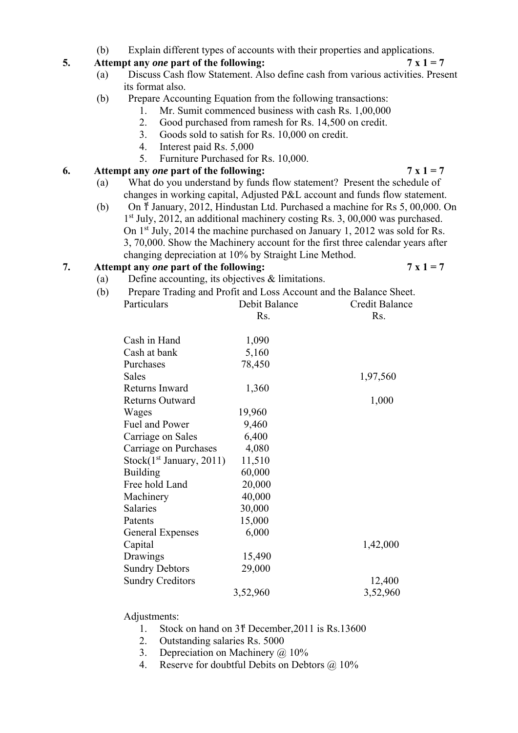(b) Explain different types of accounts with their properties and applications.

**5. Attempt any *one* part of the following: 7 x 1 = 7**

(a) Discuss Cash flow Statement. Also define cash from various activities. Present its format also.

(b) Prepare Accounting Equation from the following transactions:

1. Mr. Sumit commenced business with cash Rs. 1,00,000
2. Good purchased from ramesh for Rs. 14,500 on credit.
3. Goods sold to satish for Rs. 10,000 on credit.
4. Interest paid Rs. 5,000
5. Furniture Purchased for Rs. 10,000.

**6. Attempt any *one* part of the following: 7 x 1 = 7**

(a) What do you understand by funds flow statement? Present the schedule of changes in working capital, Adjusted P&L account and funds flow statement.

(b) On 1st January, 2012, Hindustan Ltd. Purchased a machine for Rs 5, 00,000. On 1st July, 2012, an additional machinery costing Rs. 3, 00,000 was purchased. On 1st July, 2014 the machine purchased on January 1, 2012 was sold for Rs. 3, 70,000. Show the Machinery account for the first three calendar years after changing depreciation at 10% by Straight Line Method.

**7. Attempt any *one* part of the following: 7 x 1 = 7**

(a) Define accounting, its objectives & limitations.

(b) Prepare Trading and Profit and Loss Account and the Balance Sheet.

| Particulars | Debit Balance Rs. | Credit Balance Rs. |
|---|---|---|
| Cash in Hand | 1,090 | |
| Cash at bank | 5,160 | |
| Purchases | 78,450 | |
| Sales | | 1,97,560 |
| Returns Inward | 1,360 | |
| Returns Outward | | 1,000 |
| Wages | 19,960 | |
| Fuel and Power | 9,460 | |
| Carriage on Sales | 6,400 | |
| Carriage on Purchases | 4,080 | |
| Stock(1st January, 2011) | 11,510 | |
| Building | 60,000 | |
| Free hold Land | 20,000 | |
| Machinery | 40,000 | |
| Salaries | 30,000 | |
| Patents | 15,000 | |
| General Expenses | 6,000 | |
| Capital | | 1,42,000 |
| Drawings | 15,490 | |
| Sundry Debtors | 29,000 | |
| Sundry Creditors | | 12,400 |
| | 3,52,960 | 3,52,960 |

Adjustments:

1. Stock on hand on 31st December,2011 is Rs.13600
2. Outstanding salaries Rs. 5000
3. Depreciation on Machinery @ 10%
4. Reserve for doubtful Debits on Debtors @ 10%